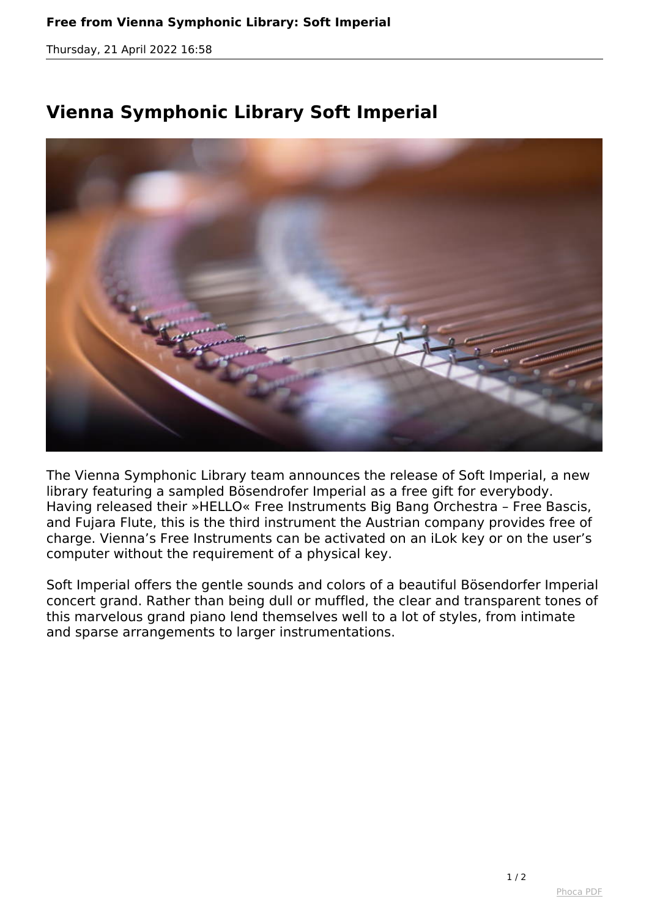# Vienna Symphonic Library Soft Imperial

The Vienna Symphonic Library team announces the release of Soft Imperial, a new library featuring a sampled Bösendrofer Imperial as a free gift for everybody. Having released their »HELLO« Free Instruments Big Bang Orchestra – Free Bascis, and Fujara Flute, this is the third instrument the Austrian company provides free of charge. Vienna's Free Instruments can be activated on an iLok key or on the user's computer without the requirement of a physical key.

Soft Imperial offers the gentle sounds and colors of a beautiful Bösendorfer Imperial concert grand. Rather than being dull or muffled, the clear and transparent tones of this marvelous grand piano lend themselves well to a lot of styles, from intimate and sparse arrangements to larger instrumentations.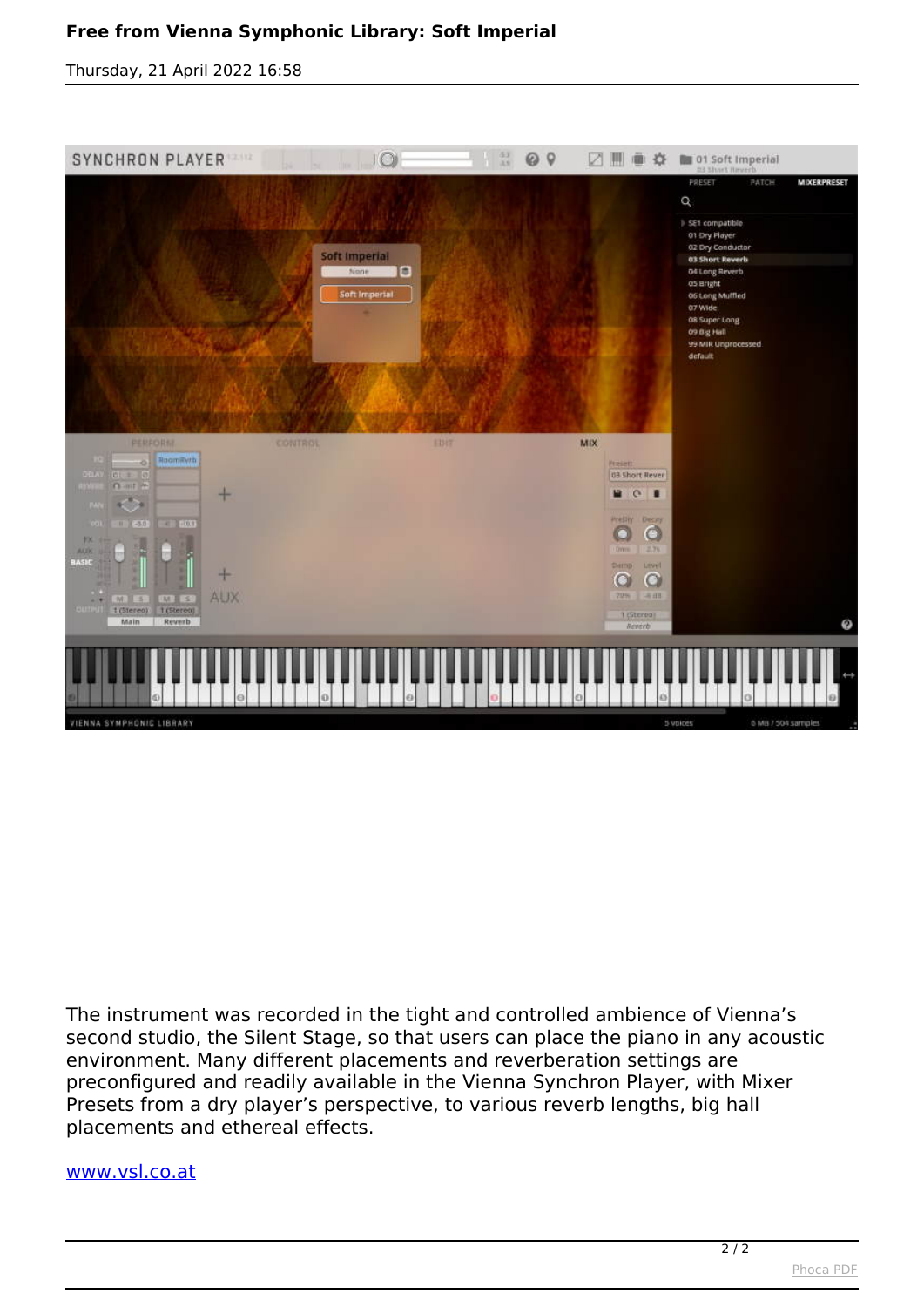The instrument was recorded in the tight and controlled ambience of Vienna's second studio, the Silent Stage, so that users can place the piano in any acoustic environment. Many different placements and reverberation settings are preconfigured and readily available in the Vienna Synchron Player, with Mixer Presets from a dry player's perspective, to various reverb lengths, big hall placements and ethereal effects.

[www.vsl.co.at](http://www.vsl.co.at)